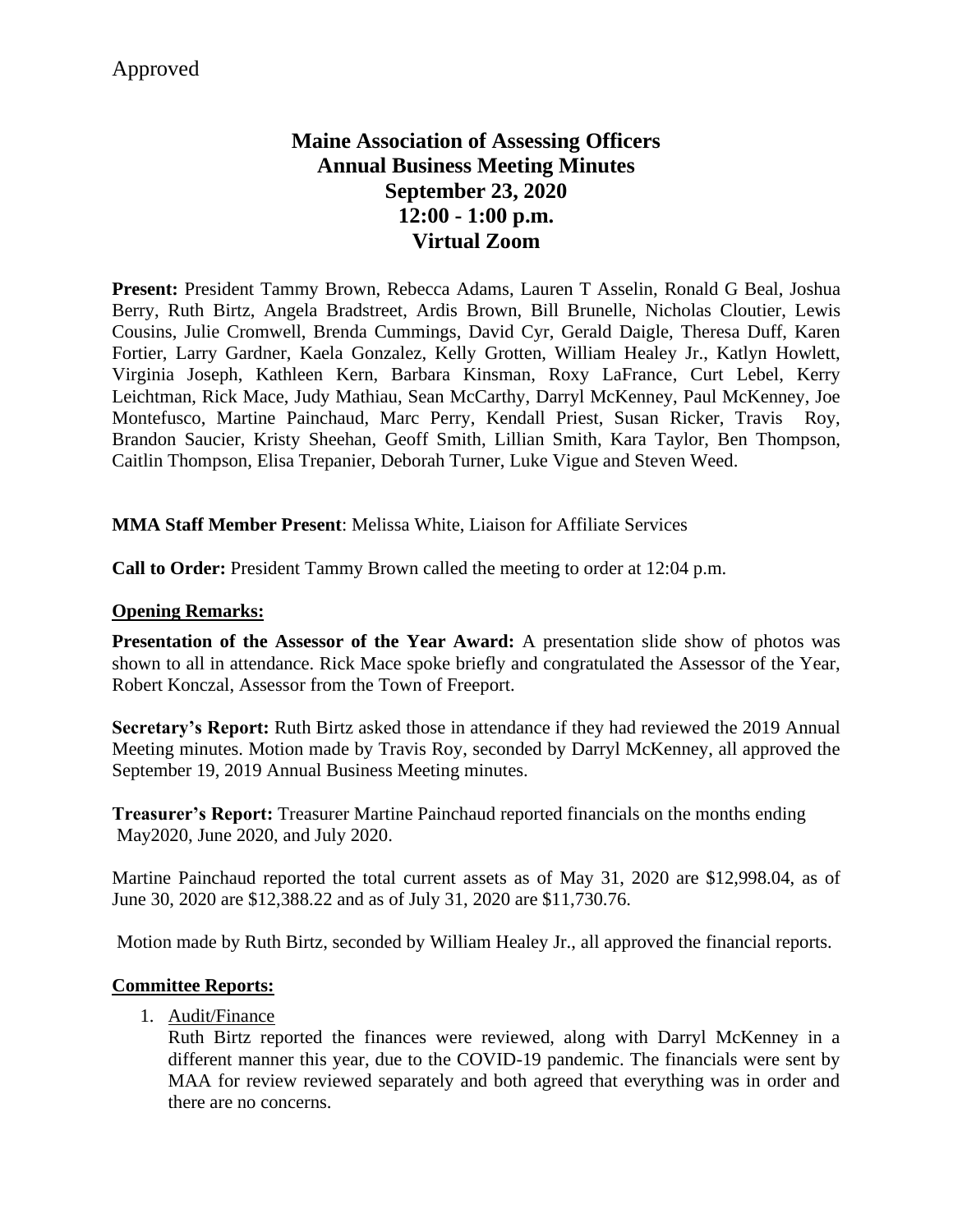Approved

# Maine Association of Assessing Officers
## Annual Business Meeting Minutes
## September 23, 2020
## 12:00 - 1:00 p.m.
## Virtual Zoom

**Present:** President Tammy Brown, Rebecca Adams, Lauren T Asselin, Ronald G Beal, Joshua Berry, Ruth Birtz, Angela Bradstreet, Ardis Brown, Bill Brunelle, Nicholas Cloutier, Lewis Cousins, Julie Cromwell, Brenda Cummings, David Cyr, Gerald Daigle, Theresa Duff, Karen Fortier, Larry Gardner, Kaela Gonzalez, Kelly Grotten, William Healey Jr., Katlyn Howlett, Virginia Joseph, Kathleen Kern, Barbara Kinsman, Roxy LaFrance, Curt Lebel, Kerry Leichtman, Rick Mace, Judy Mathiau, Sean McCarthy, Darryl McKenney, Paul McKenney, Joe Montefusco, Martine Painchaud, Marc Perry, Kendall Priest, Susan Ricker, Travis Roy, Brandon Saucier, Kristy Sheehan, Geoff Smith, Lillian Smith, Kara Taylor, Ben Thompson, Caitlin Thompson, Elisa Trepanier, Deborah Turner, Luke Vigue and Steven Weed.

**MMA Staff Member Present**: Melissa White, Liaison for Affiliate Services

**Call to Order:** President Tammy Brown called the meeting to order at 12:04 p.m.

**Opening Remarks:**

**Presentation of the Assessor of the Year Award:** A presentation slide show of photos was shown to all in attendance. Rick Mace spoke briefly and congratulated the Assessor of the Year, Robert Konczal, Assessor from the Town of Freeport.

**Secretary's Report:** Ruth Birtz asked those in attendance if they had reviewed the 2019 Annual Meeting minutes. Motion made by Travis Roy, seconded by Darryl McKenney, all approved the September 19, 2019 Annual Business Meeting minutes.

**Treasurer's Report:** Treasurer Martine Painchaud reported financials on the months ending May2020, June 2020, and July 2020.

Martine Painchaud reported the total current assets as of May 31, 2020 are $12,998.04, as of June 30, 2020 are $12,388.22 and as of July 31, 2020 are $11,730.76.

Motion made by Ruth Birtz, seconded by William Healey Jr., all approved the financial reports.

**Committee Reports:**

1. Audit/Finance
   Ruth Birtz reported the finances were reviewed, along with Darryl McKenney in a different manner this year, due to the COVID-19 pandemic. The financials were sent by MAA for review reviewed separately and both agreed that everything was in order and there are no concerns.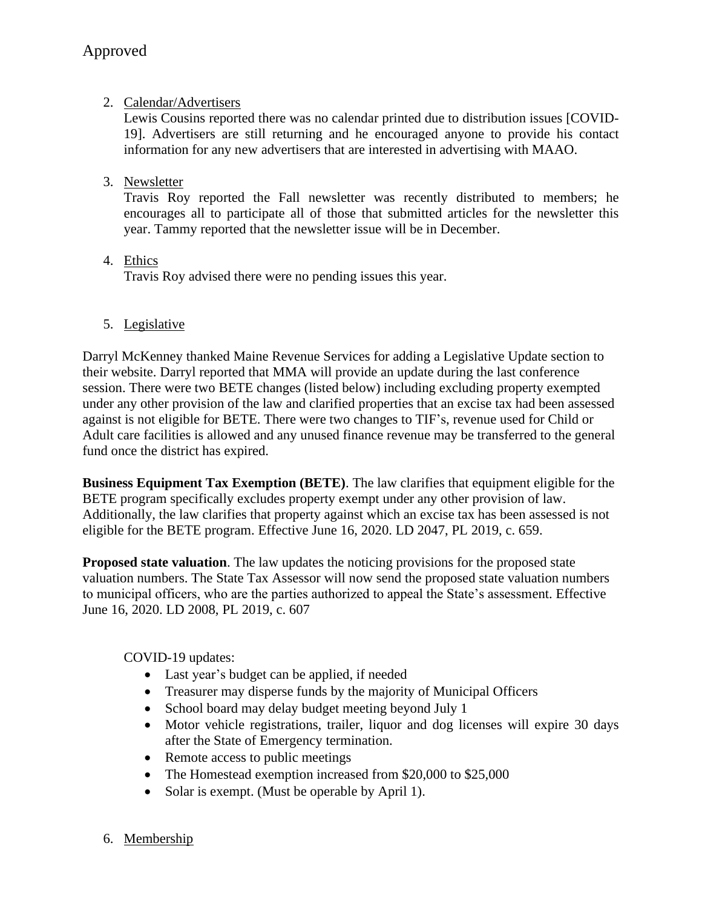Approved

2. Calendar/Advertisers
   Lewis Cousins reported there was no calendar printed due to distribution issues [COVID-19]. Advertisers are still returning and he encouraged anyone to provide his contact information for any new advertisers that are interested in advertising with MAAO.

3. Newsletter
   Travis Roy reported the Fall newsletter was recently distributed to members; he encourages all to participate all of those that submitted articles for the newsletter this year. Tammy reported that the newsletter issue will be in December.

4. Ethics
   Travis Roy advised there were no pending issues this year.

5. Legislative

Darryl McKenney thanked Maine Revenue Services for adding a Legislative Update section to their website. Darryl reported that MMA will provide an update during the last conference session. There were two BETE changes (listed below) including excluding property exempted under any other provision of the law and clarified properties that an excise tax had been assessed against is not eligible for BETE. There were two changes to TIF's, revenue used for Child or Adult care facilities is allowed and any unused finance revenue may be transferred to the general fund once the district has expired.

**Business Equipment Tax Exemption (BETE)**. The law clarifies that equipment eligible for the BETE program specifically excludes property exempt under any other provision of law. Additionally, the law clarifies that property against which an excise tax has been assessed is not eligible for the BETE program. Effective June 16, 2020. LD 2047, PL 2019, c. 659.

**Proposed state valuation**. The law updates the noticing provisions for the proposed state valuation numbers. The State Tax Assessor will now send the proposed state valuation numbers to municipal officers, who are the parties authorized to appeal the State's assessment. Effective June 16, 2020. LD 2008, PL 2019, c. 607

COVID-19 updates:

- Last year's budget can be applied, if needed
- Treasurer may disperse funds by the majority of Municipal Officers
- School board may delay budget meeting beyond July 1
- Motor vehicle registrations, trailer, liquor and dog licenses will expire 30 days after the State of Emergency termination.
- Remote access to public meetings
- The Homestead exemption increased from $20,000 to $25,000
- Solar is exempt. (Must be operable by April 1).

6. Membership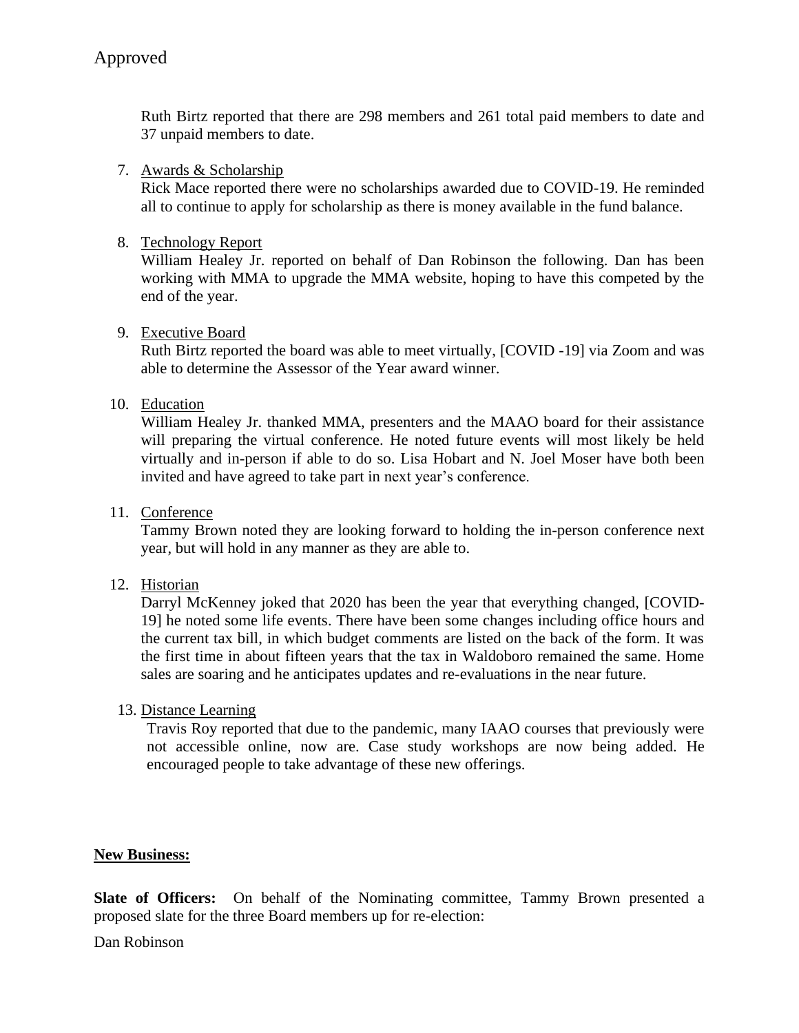Approved

Ruth Birtz reported that there are 298 members and 261 total paid members to date and 37 unpaid members to date.

7. Awards & Scholarship
   Rick Mace reported there were no scholarships awarded due to COVID-19. He reminded all to continue to apply for scholarship as there is money available in the fund balance.

8. Technology Report
   William Healey Jr. reported on behalf of Dan Robinson the following. Dan has been working with MMA to upgrade the MMA website, hoping to have this competed by the end of the year.

9. Executive Board
   Ruth Birtz reported the board was able to meet virtually, [COVID -19] via Zoom and was able to determine the Assessor of the Year award winner.

10. Education
    William Healey Jr. thanked MMA, presenters and the MAAO board for their assistance will preparing the virtual conference. He noted future events will most likely be held virtually and in-person if able to do so. Lisa Hobart and N. Joel Moser have both been invited and have agreed to take part in next year's conference.

11. Conference
    Tammy Brown noted they are looking forward to holding the in-person conference next year, but will hold in any manner as they are able to.

12. Historian
    Darryl McKenney joked that 2020 has been the year that everything changed, [COVID-19] he noted some life events. There have been some changes including office hours and the current tax bill, in which budget comments are listed on the back of the form. It was the first time in about fifteen years that the tax in Waldoboro remained the same. Home sales are soaring and he anticipates updates and re-evaluations in the near future.

13. Distance Learning
    Travis Roy reported that due to the pandemic, many IAAO courses that previously were not accessible online, now are. Case study workshops are now being added. He encouraged people to take advantage of these new offerings.

**New Business:**

**Slate of Officers:** On behalf of the Nominating committee, Tammy Brown presented a proposed slate for the three Board members up for re-election:

Dan Robinson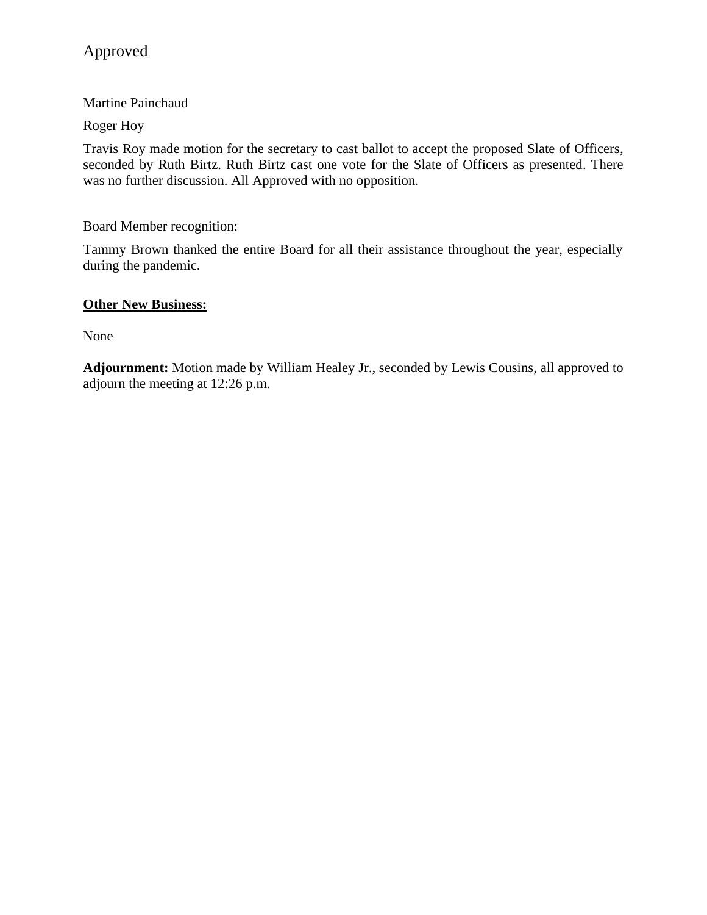Approved

Martine Painchaud

Roger Hoy

Travis Roy made motion for the secretary to cast ballot to accept the proposed Slate of Officers, seconded by Ruth Birtz. Ruth Birtz cast one vote for the Slate of Officers as presented. There was no further discussion. All Approved with no opposition.

Board Member recognition:

Tammy Brown thanked the entire Board for all their assistance throughout the year, especially during the pandemic.

**Other New Business:**

None

**Adjournment:** Motion made by William Healey Jr., seconded by Lewis Cousins, all approved to adjourn the meeting at 12:26 p.m.